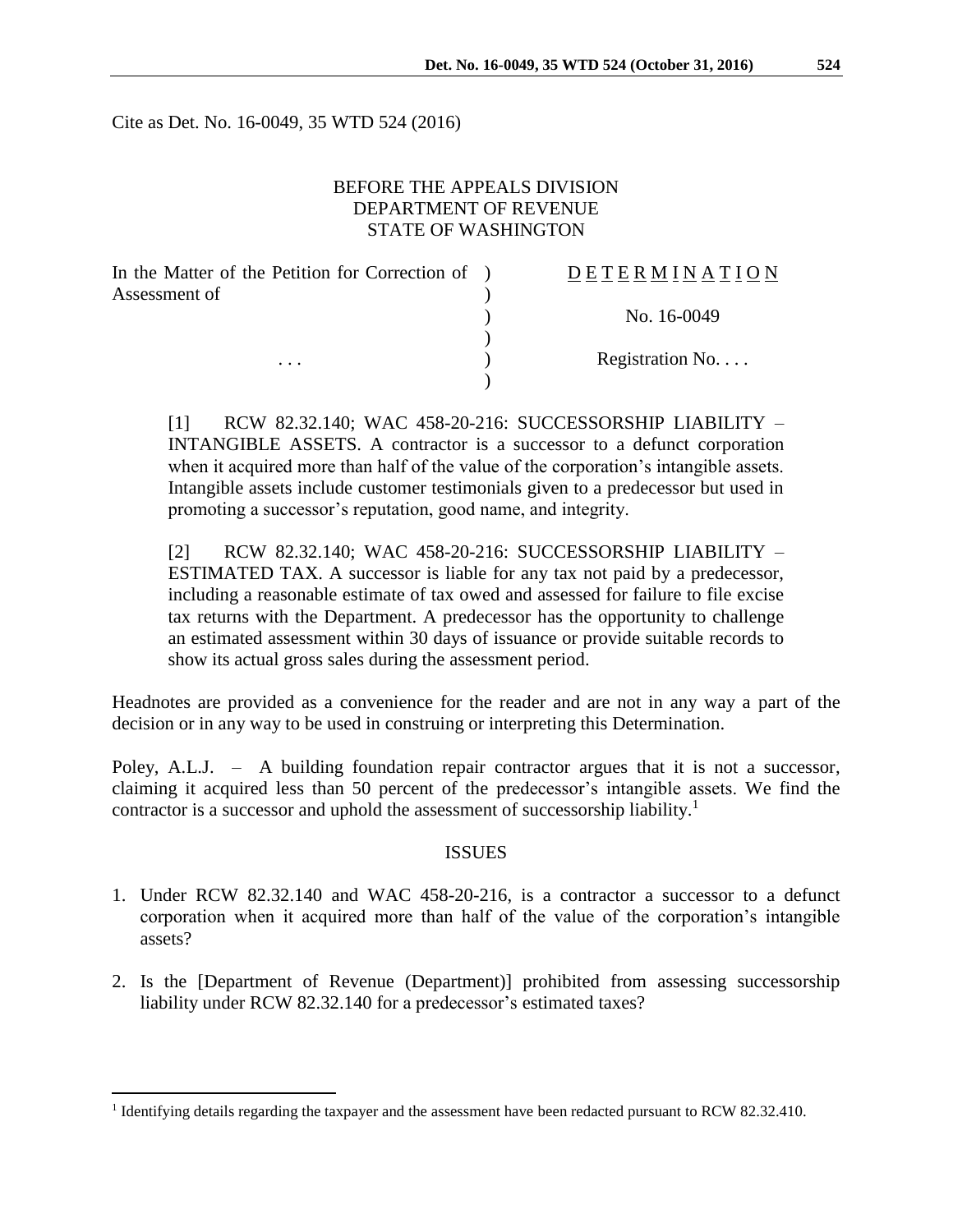Cite as Det. No. 16-0049, 35 WTD 524 (2016)

BEFORE THE APPEALS DIVISION
DEPARTMENT OF REVENUE
STATE OF WASHINGTON

| | | |
|---|---|---|
| In the Matter of the Petition for Correction of Assessment of | ) | D E T E R M I N A T I O N |
| | ) | |
| | ) | No. 16-0049 |
| | ) | |
| . . . | ) | Registration No. . . . |
| | ) | |

[1] RCW 82.32.140; WAC 458-20-216: SUCCESSORSHIP LIABILITY – INTANGIBLE ASSETS. A contractor is a successor to a defunct corporation when it acquired more than half of the value of the corporation's intangible assets. Intangible assets include customer testimonials given to a predecessor but used in promoting a successor's reputation, good name, and integrity.

[2] RCW 82.32.140; WAC 458-20-216: SUCCESSORSHIP LIABILITY – ESTIMATED TAX. A successor is liable for any tax not paid by a predecessor, including a reasonable estimate of tax owed and assessed for failure to file excise tax returns with the Department. A predecessor has the opportunity to challenge an estimated assessment within 30 days of issuance or provide suitable records to show its actual gross sales during the assessment period.

Headnotes are provided as a convenience for the reader and are not in any way a part of the decision or in any way to be used in construing or interpreting this Determination.

Poley, A.L.J. – A building foundation repair contractor argues that it is not a successor, claiming it acquired less than 50 percent of the predecessor's intangible assets. We find the contractor is a successor and uphold the assessment of successorship liability.[1]

## ISSUES

1. Under RCW 82.32.140 and WAC 458-20-216, is a contractor a successor to a defunct corporation when it acquired more than half of the value of the corporation's intangible assets?
2. Is the [Department of Revenue (Department)] prohibited from assessing successorship liability under RCW 82.32.140 for a predecessor's estimated taxes?

[1] Identifying details regarding the taxpayer and the assessment have been redacted pursuant to RCW 82.32.410.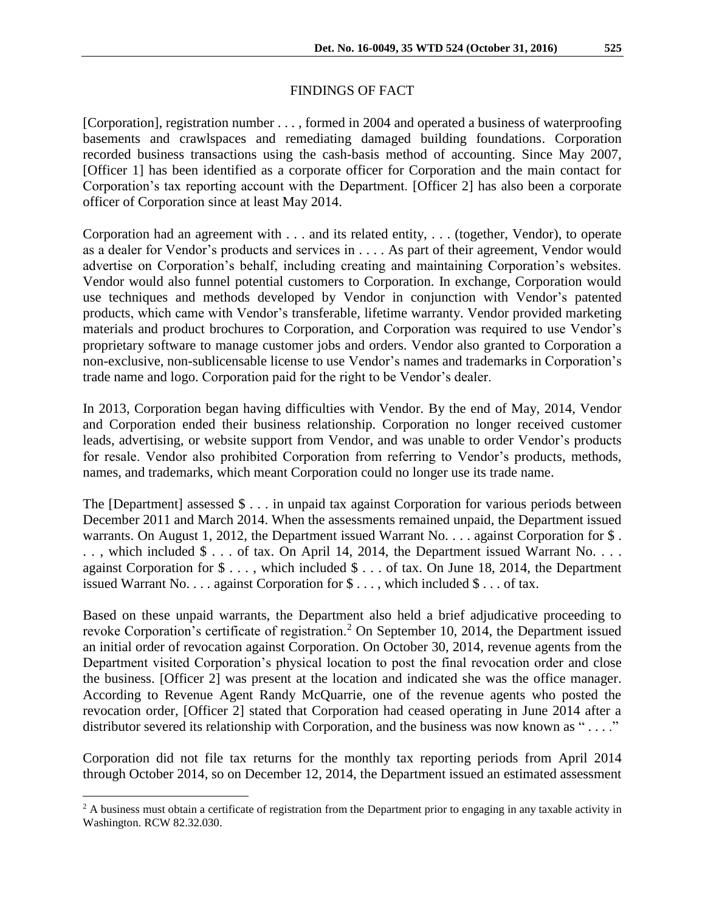## FINDINGS OF FACT

[Corporation], registration number . . . , formed in 2004 and operated a business of waterproofing basements and crawlspaces and remediating damaged building foundations. Corporation recorded business transactions using the cash-basis method of accounting. Since May 2007, [Officer 1] has been identified as a corporate officer for Corporation and the main contact for Corporation's tax reporting account with the Department. [Officer 2] has also been a corporate officer of Corporation since at least May 2014.

Corporation had an agreement with . . . and its related entity, . . . (together, Vendor), to operate as a dealer for Vendor's products and services in . . . . As part of their agreement, Vendor would advertise on Corporation's behalf, including creating and maintaining Corporation's websites. Vendor would also funnel potential customers to Corporation. In exchange, Corporation would use techniques and methods developed by Vendor in conjunction with Vendor's patented products, which came with Vendor's transferable, lifetime warranty. Vendor provided marketing materials and product brochures to Corporation, and Corporation was required to use Vendor's proprietary software to manage customer jobs and orders. Vendor also granted to Corporation a non-exclusive, non-sublicensable license to use Vendor's names and trademarks in Corporation's trade name and logo. Corporation paid for the right to be Vendor's dealer.

In 2013, Corporation began having difficulties with Vendor. By the end of May, 2014, Vendor and Corporation ended their business relationship. Corporation no longer received customer leads, advertising, or website support from Vendor, and was unable to order Vendor's products for resale. Vendor also prohibited Corporation from referring to Vendor's products, methods, names, and trademarks, which meant Corporation could no longer use its trade name.

The [Department] assessed $ . . . in unpaid tax against Corporation for various periods between December 2011 and March 2014. When the assessments remained unpaid, the Department issued warrants. On August 1, 2012, the Department issued Warrant No. . . . against Corporation for $ . . . , which included $ . . . of tax. On April 14, 2014, the Department issued Warrant No. . . . against Corporation for $ . . . , which included $ . . . of tax. On June 18, 2014, the Department issued Warrant No. . . . against Corporation for $ . . . , which included $ . . . of tax.

Based on these unpaid warrants, the Department also held a brief adjudicative proceeding to revoke Corporation's certificate of registration.[2] On September 10, 2014, the Department issued an initial order of revocation against Corporation. On October 30, 2014, revenue agents from the Department visited Corporation's physical location to post the final revocation order and close the business. [Officer 2] was present at the location and indicated she was the office manager. According to Revenue Agent Randy McQuarrie, one of the revenue agents who posted the revocation order, [Officer 2] stated that Corporation had ceased operating in June 2014 after a distributor severed its relationship with Corporation, and the business was now known as " . . . ."

Corporation did not file tax returns for the monthly tax reporting periods from April 2014 through October 2014, so on December 12, 2014, the Department issued an estimated assessment

[2] A business must obtain a certificate of registration from the Department prior to engaging in any taxable activity in Washington. RCW 82.32.030.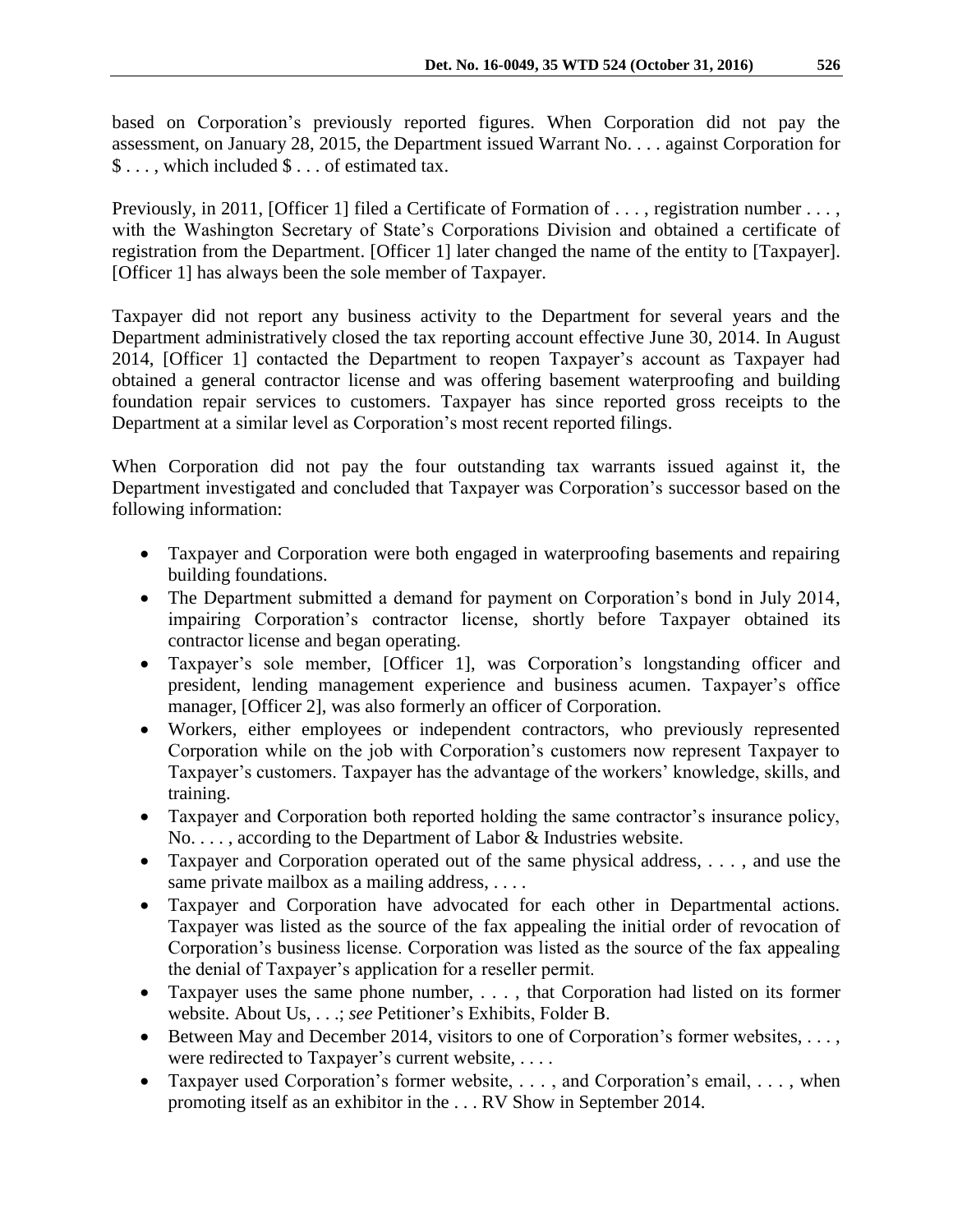based on Corporation's previously reported figures. When Corporation did not pay the assessment, on January 28, 2015, the Department issued Warrant No. . . . against Corporation for $ . . . , which included $ . . . of estimated tax.

Previously, in 2011, [Officer 1] filed a Certificate of Formation of . . . , registration number . . . , with the Washington Secretary of State's Corporations Division and obtained a certificate of registration from the Department. [Officer 1] later changed the name of the entity to [Taxpayer]. [Officer 1] has always been the sole member of Taxpayer.

Taxpayer did not report any business activity to the Department for several years and the Department administratively closed the tax reporting account effective June 30, 2014. In August 2014, [Officer 1] contacted the Department to reopen Taxpayer's account as Taxpayer had obtained a general contractor license and was offering basement waterproofing and building foundation repair services to customers. Taxpayer has since reported gross receipts to the Department at a similar level as Corporation's most recent reported filings.

When Corporation did not pay the four outstanding tax warrants issued against it, the Department investigated and concluded that Taxpayer was Corporation's successor based on the following information:

- Taxpayer and Corporation were both engaged in waterproofing basements and repairing building foundations.
- The Department submitted a demand for payment on Corporation's bond in July 2014, impairing Corporation's contractor license, shortly before Taxpayer obtained its contractor license and began operating.
- Taxpayer's sole member, [Officer 1], was Corporation's longstanding officer and president, lending management experience and business acumen. Taxpayer's office manager, [Officer 2], was also formerly an officer of Corporation.
- Workers, either employees or independent contractors, who previously represented Corporation while on the job with Corporation's customers now represent Taxpayer to Taxpayer's customers. Taxpayer has the advantage of the workers' knowledge, skills, and training.
- Taxpayer and Corporation both reported holding the same contractor's insurance policy, No. . . . , according to the Department of Labor & Industries website.
- Taxpayer and Corporation operated out of the same physical address, . . . , and use the same private mailbox as a mailing address, . . . .
- Taxpayer and Corporation have advocated for each other in Departmental actions. Taxpayer was listed as the source of the fax appealing the initial order of revocation of Corporation's business license. Corporation was listed as the source of the fax appealing the denial of Taxpayer's application for a reseller permit.
- Taxpayer uses the same phone number, . . . , that Corporation had listed on its former website. About Us, . . .; *see* Petitioner's Exhibits, Folder B.
- Between May and December 2014, visitors to one of Corporation's former websites, . . . , were redirected to Taxpayer's current website, . . . .
- Taxpayer used Corporation's former website, . . . , and Corporation's email, . . . , when promoting itself as an exhibitor in the . . . RV Show in September 2014.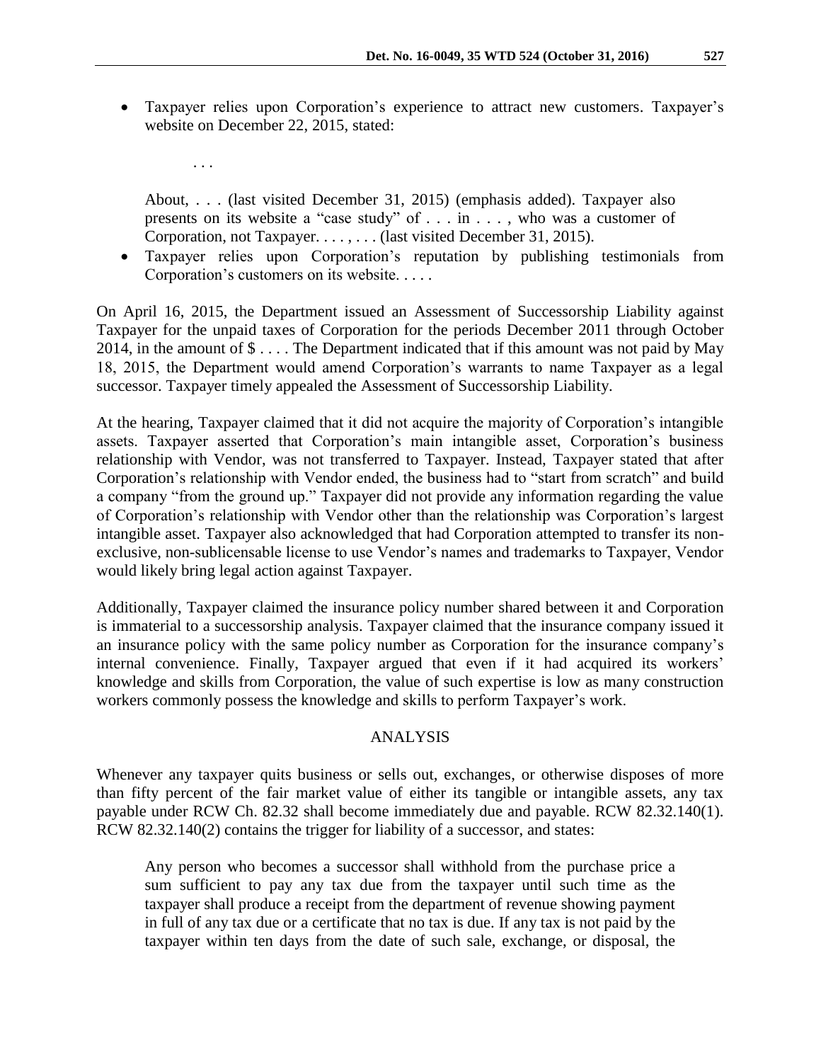- Taxpayer relies upon Corporation's experience to attract new customers. Taxpayer's website on December 22, 2015, stated:

  . . .

  About, . . . (last visited December 31, 2015) (emphasis added). Taxpayer also presents on its website a "case study" of . . . in . . . , who was a customer of Corporation, not Taxpayer. . . . , . . . (last visited December 31, 2015).

- Taxpayer relies upon Corporation's reputation by publishing testimonials from Corporation's customers on its website. . . . .

On April 16, 2015, the Department issued an Assessment of Successorship Liability against Taxpayer for the unpaid taxes of Corporation for the periods December 2011 through October 2014, in the amount of $ . . . . The Department indicated that if this amount was not paid by May 18, 2015, the Department would amend Corporation's warrants to name Taxpayer as a legal successor. Taxpayer timely appealed the Assessment of Successorship Liability.

At the hearing, Taxpayer claimed that it did not acquire the majority of Corporation's intangible assets. Taxpayer asserted that Corporation's main intangible asset, Corporation's business relationship with Vendor, was not transferred to Taxpayer. Instead, Taxpayer stated that after Corporation's relationship with Vendor ended, the business had to "start from scratch" and build a company "from the ground up." Taxpayer did not provide any information regarding the value of Corporation's relationship with Vendor other than the relationship was Corporation's largest intangible asset. Taxpayer also acknowledged that had Corporation attempted to transfer its non-exclusive, non-sublicensable license to use Vendor's names and trademarks to Taxpayer, Vendor would likely bring legal action against Taxpayer.

Additionally, Taxpayer claimed the insurance policy number shared between it and Corporation is immaterial to a successorship analysis. Taxpayer claimed that the insurance company issued it an insurance policy with the same policy number as Corporation for the insurance company's internal convenience. Finally, Taxpayer argued that even if it had acquired its workers' knowledge and skills from Corporation, the value of such expertise is low as many construction workers commonly possess the knowledge and skills to perform Taxpayer's work.

## ANALYSIS

Whenever any taxpayer quits business or sells out, exchanges, or otherwise disposes of more than fifty percent of the fair market value of either its tangible or intangible assets, any tax payable under RCW Ch. 82.32 shall become immediately due and payable. RCW 82.32.140(1). RCW 82.32.140(2) contains the trigger for liability of a successor, and states:

> Any person who becomes a successor shall withhold from the purchase price a sum sufficient to pay any tax due from the taxpayer until such time as the taxpayer shall produce a receipt from the department of revenue showing payment in full of any tax due or a certificate that no tax is due. If any tax is not paid by the taxpayer within ten days from the date of such sale, exchange, or disposal, the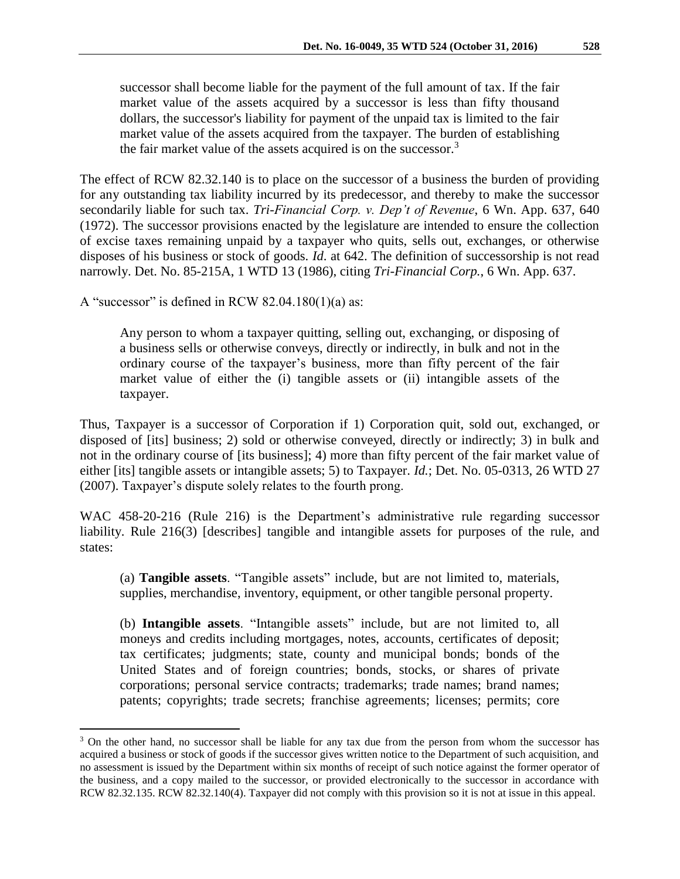> successor shall become liable for the payment of the full amount of tax. If the fair market value of the assets acquired by a successor is less than fifty thousand dollars, the successor's liability for payment of the unpaid tax is limited to the fair market value of the assets acquired from the taxpayer. The burden of establishing the fair market value of the assets acquired is on the successor.[3]

The effect of RCW 82.32.140 is to place on the successor of a business the burden of providing for any outstanding tax liability incurred by its predecessor, and thereby to make the successor secondarily liable for such tax. *Tri-Financial Corp. v. Dep't of Revenue*, 6 Wn. App. 637, 640 (1972). The successor provisions enacted by the legislature are intended to ensure the collection of excise taxes remaining unpaid by a taxpayer who quits, sells out, exchanges, or otherwise disposes of his business or stock of goods. *Id*. at 642. The definition of successorship is not read narrowly. Det. No. 85-215A, 1 WTD 13 (1986), citing *Tri-Financial Corp.*, 6 Wn. App. 637.

A "successor" is defined in RCW 82.04.180(1)(a) as:

> Any person to whom a taxpayer quitting, selling out, exchanging, or disposing of a business sells or otherwise conveys, directly or indirectly, in bulk and not in the ordinary course of the taxpayer's business, more than fifty percent of the fair market value of either the (i) tangible assets or (ii) intangible assets of the taxpayer.

Thus, Taxpayer is a successor of Corporation if 1) Corporation quit, sold out, exchanged, or disposed of [its] business; 2) sold or otherwise conveyed, directly or indirectly; 3) in bulk and not in the ordinary course of [its business]; 4) more than fifty percent of the fair market value of either [its] tangible assets or intangible assets; 5) to Taxpayer. *Id.*; Det. No. 05-0313, 26 WTD 27 (2007). Taxpayer's dispute solely relates to the fourth prong.

WAC 458-20-216 (Rule 216) is the Department's administrative rule regarding successor liability. Rule 216(3) [describes] tangible and intangible assets for purposes of the rule, and states:

> (a) **Tangible assets**. "Tangible assets" include, but are not limited to, materials, supplies, merchandise, inventory, equipment, or other tangible personal property.
>
> (b) **Intangible assets**. "Intangible assets" include, but are not limited to, all moneys and credits including mortgages, notes, accounts, certificates of deposit; tax certificates; judgments; state, county and municipal bonds; bonds of the United States and of foreign countries; bonds, stocks, or shares of private corporations; personal service contracts; trademarks; trade names; brand names; patents; copyrights; trade secrets; franchise agreements; licenses; permits; core

---

[3] On the other hand, no successor shall be liable for any tax due from the person from whom the successor has acquired a business or stock of goods if the successor gives written notice to the Department of such acquisition, and no assessment is issued by the Department within six months of receipt of such notice against the former operator of the business, and a copy mailed to the successor, or provided electronically to the successor in accordance with RCW 82.32.135. RCW 82.32.140(4). Taxpayer did not comply with this provision so it is not at issue in this appeal.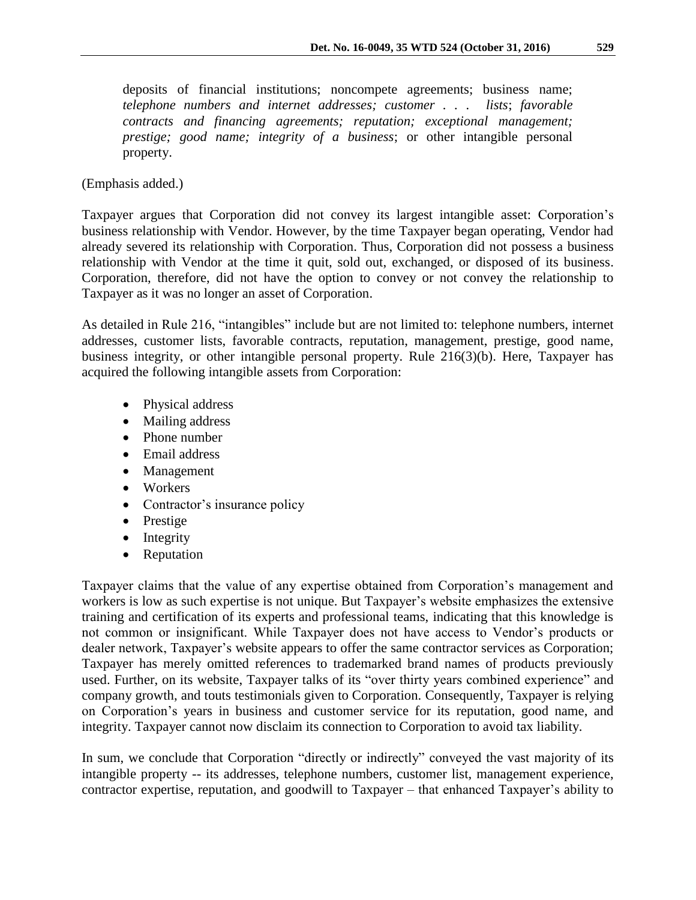> deposits of financial institutions; noncompete agreements; business name; *telephone numbers and internet addresses; customer . . . lists*; *favorable contracts and financing agreements; reputation; exceptional management; prestige; good name; integrity of a business*; or other intangible personal property.

(Emphasis added.)

Taxpayer argues that Corporation did not convey its largest intangible asset: Corporation's business relationship with Vendor. However, by the time Taxpayer began operating, Vendor had already severed its relationship with Corporation. Thus, Corporation did not possess a business relationship with Vendor at the time it quit, sold out, exchanged, or disposed of its business. Corporation, therefore, did not have the option to convey or not convey the relationship to Taxpayer as it was no longer an asset of Corporation.

As detailed in Rule 216, "intangibles" include but are not limited to: telephone numbers, internet addresses, customer lists, favorable contracts, reputation, management, prestige, good name, business integrity, or other intangible personal property. Rule 216(3)(b). Here, Taxpayer has acquired the following intangible assets from Corporation:

- Physical address
- Mailing address
- Phone number
- Email address
- Management
- Workers
- Contractor's insurance policy
- Prestige
- Integrity
- Reputation

Taxpayer claims that the value of any expertise obtained from Corporation's management and workers is low as such expertise is not unique. But Taxpayer's website emphasizes the extensive training and certification of its experts and professional teams, indicating that this knowledge is not common or insignificant. While Taxpayer does not have access to Vendor's products or dealer network, Taxpayer's website appears to offer the same contractor services as Corporation; Taxpayer has merely omitted references to trademarked brand names of products previously used. Further, on its website, Taxpayer talks of its "over thirty years combined experience" and company growth, and touts testimonials given to Corporation. Consequently, Taxpayer is relying on Corporation's years in business and customer service for its reputation, good name, and integrity. Taxpayer cannot now disclaim its connection to Corporation to avoid tax liability.

In sum, we conclude that Corporation "directly or indirectly" conveyed the vast majority of its intangible property -- its addresses, telephone numbers, customer list, management experience, contractor expertise, reputation, and goodwill to Taxpayer – that enhanced Taxpayer's ability to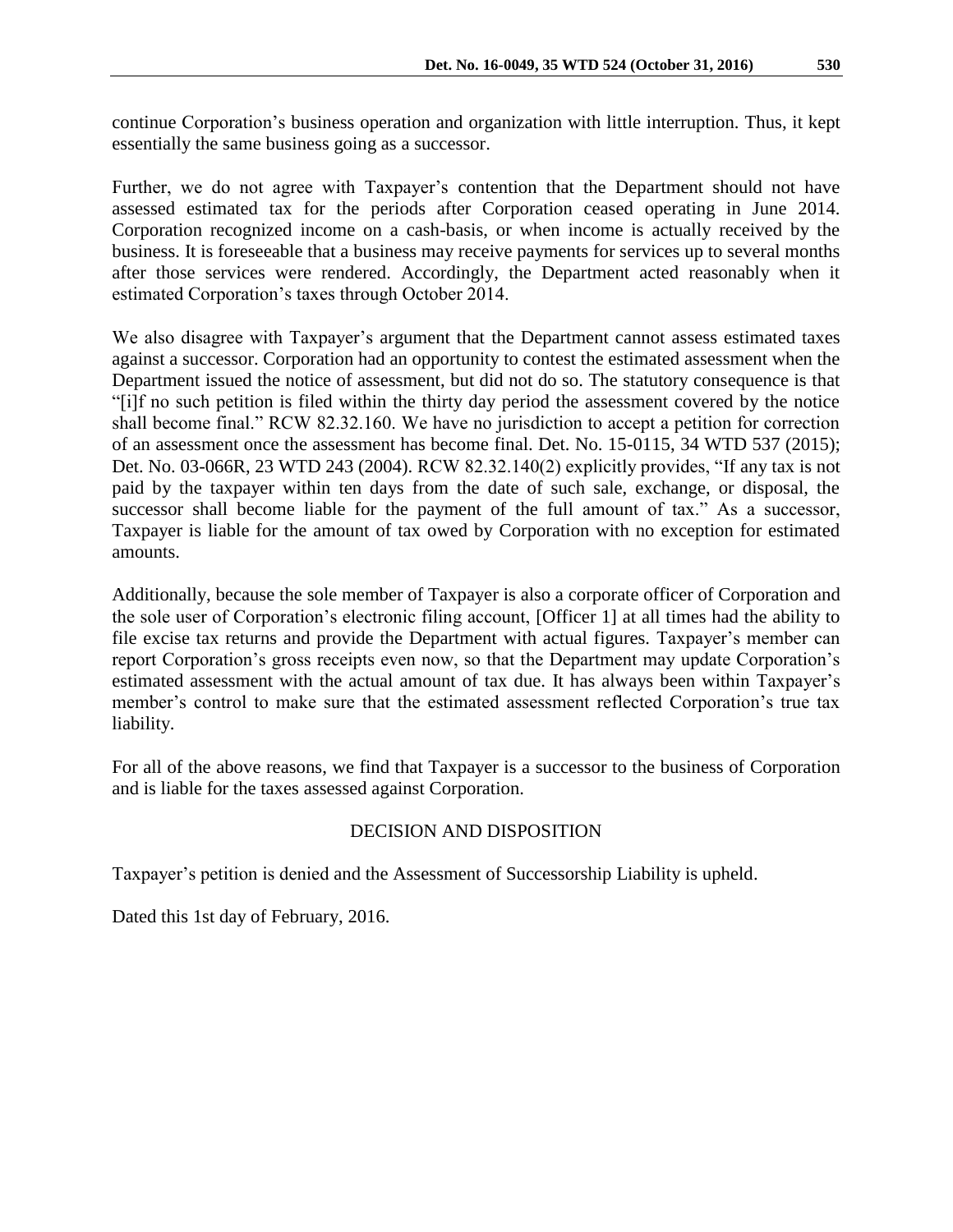continue Corporation's business operation and organization with little interruption. Thus, it kept essentially the same business going as a successor.

Further, we do not agree with Taxpayer's contention that the Department should not have assessed estimated tax for the periods after Corporation ceased operating in June 2014. Corporation recognized income on a cash-basis, or when income is actually received by the business. It is foreseeable that a business may receive payments for services up to several months after those services were rendered. Accordingly, the Department acted reasonably when it estimated Corporation's taxes through October 2014.

We also disagree with Taxpayer's argument that the Department cannot assess estimated taxes against a successor. Corporation had an opportunity to contest the estimated assessment when the Department issued the notice of assessment, but did not do so. The statutory consequence is that "[i]f no such petition is filed within the thirty day period the assessment covered by the notice shall become final." RCW 82.32.160. We have no jurisdiction to accept a petition for correction of an assessment once the assessment has become final. Det. No. 15-0115, 34 WTD 537 (2015); Det. No. 03-066R, 23 WTD 243 (2004). RCW 82.32.140(2) explicitly provides, "If any tax is not paid by the taxpayer within ten days from the date of such sale, exchange, or disposal, the successor shall become liable for the payment of the full amount of tax." As a successor, Taxpayer is liable for the amount of tax owed by Corporation with no exception for estimated amounts.

Additionally, because the sole member of Taxpayer is also a corporate officer of Corporation and the sole user of Corporation's electronic filing account, [Officer 1] at all times had the ability to file excise tax returns and provide the Department with actual figures. Taxpayer's member can report Corporation's gross receipts even now, so that the Department may update Corporation's estimated assessment with the actual amount of tax due. It has always been within Taxpayer's member's control to make sure that the estimated assessment reflected Corporation's true tax liability.

For all of the above reasons, we find that Taxpayer is a successor to the business of Corporation and is liable for the taxes assessed against Corporation.

## DECISION AND DISPOSITION

Taxpayer's petition is denied and the Assessment of Successorship Liability is upheld.

Dated this 1st day of February, 2016.